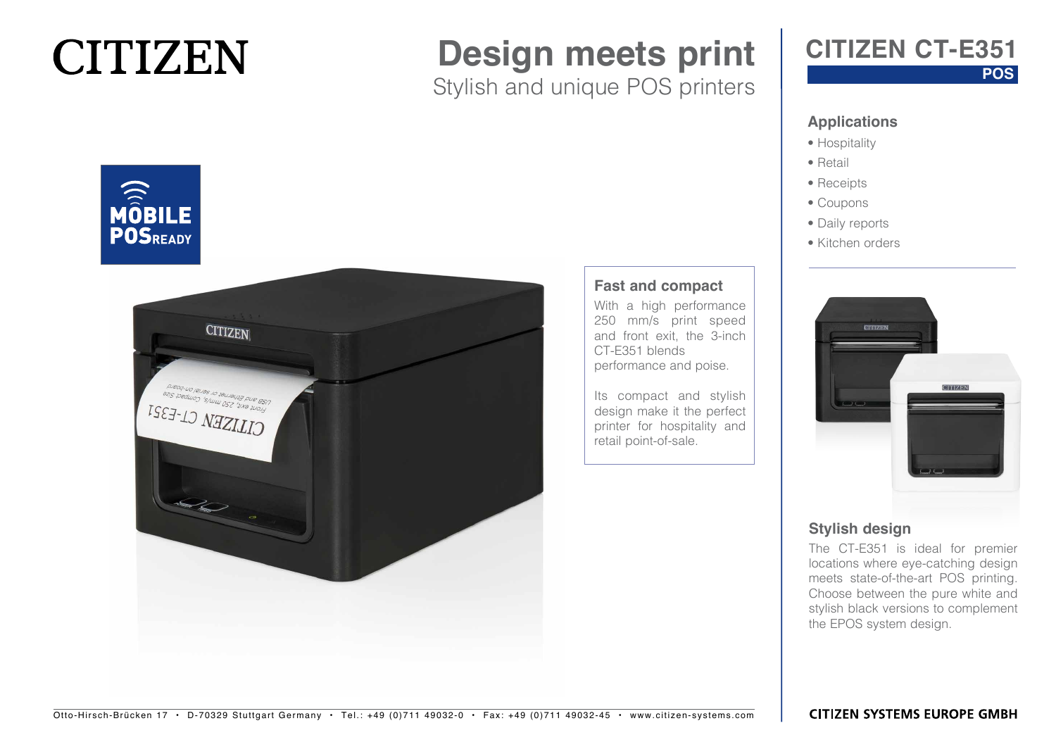# CITIZEN

# Design meets print

Stylish and unique POS printers

## CITIZEN CT-E351

**POS**

MOBILE POS READY

### Applications

- Hospitality
- Retail
- Receipts
- Coupons
- Daily reports
- Kitchen orders

### Fast and compact

With a high performance 250 mm/s print speed and front exit, the 3-inch CT-E351 blends performance and poise.

Its compact and stylish design make it the perfect printer for hospitality and retail point-of-sale.

### Stylish design

The CT-E351 is ideal for premier locations where eye-catching design meets state-of-the-art POS printing. Choose between the pure white and stylish black versions to complement the EPOS system design.

Otto-Hirsch-Brücken 17 • D-70329 Stuttgart Germany • Tel.: +49 (0)711 49032-0 • Fax: +49 (0)711 49032-45 • www.citizen-systems.com

**CITIZEN SYSTEMS EUROPE GMBH**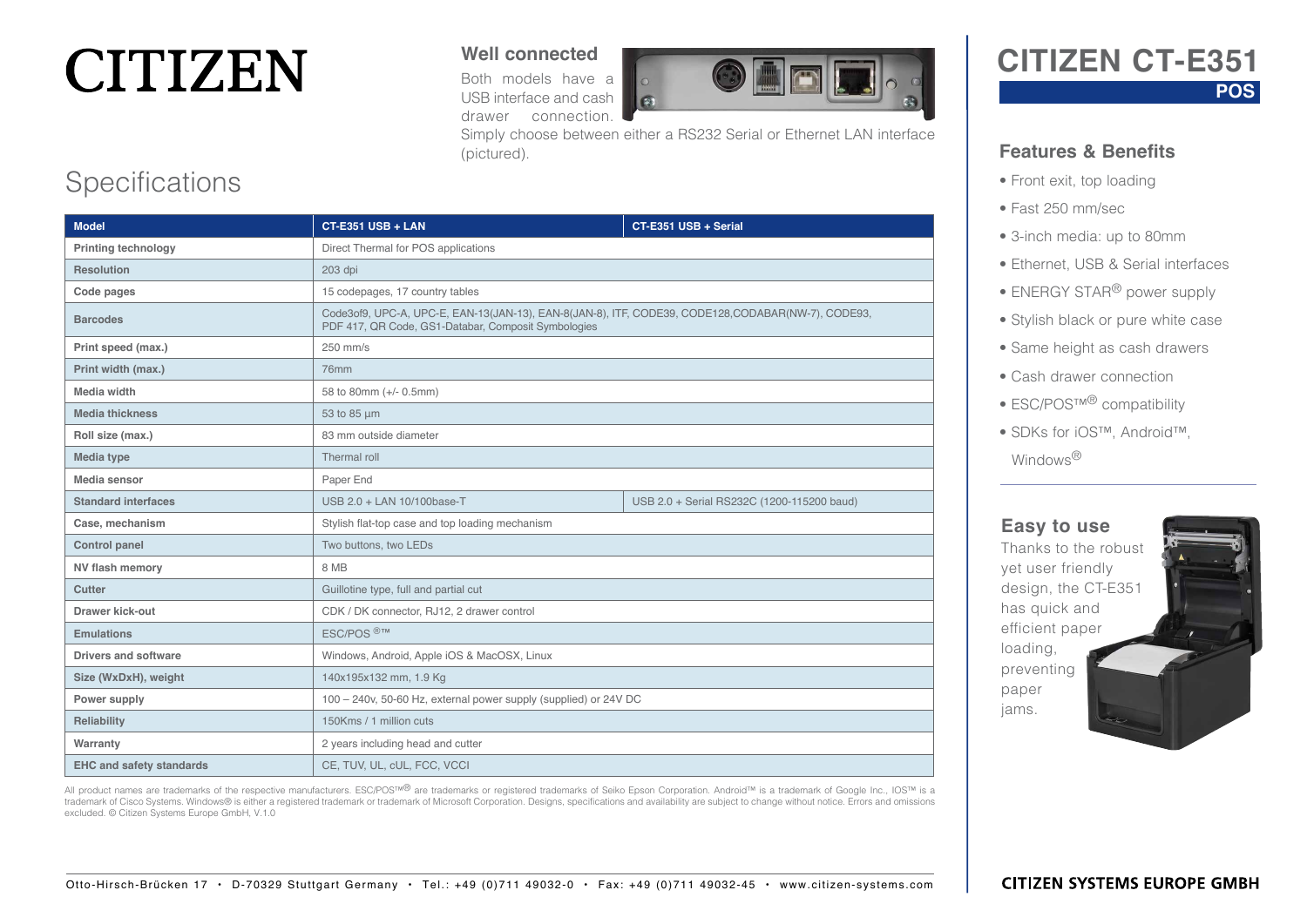# CITIZEN

### Well connected

Both models have a USB interface and cash drawer connection. Simply choose between either a RS232 Serial or Ethernet LAN interface (pictured).

## Specifications

| Model | CT-E351 USB + LAN | CT-E351 USB + Serial |
|---|---|---|
| Printing technology | Direct Thermal for POS applications | |
| Resolution | 203 dpi | |
| Code pages | 15 codepages, 17 country tables | |
| Barcodes | Code3of9, UPC-A, UPC-E, EAN-13(JAN-13), EAN-8(JAN-8), ITF, CODE39, CODE128,CODABAR(NW-7), CODE93, PDF 417, QR Code, GS1-Databar, Composit Symbologies | |
| Print speed (max.) | 250 mm/s | |
| Print width (max.) | 76mm | |
| Media width | 58 to 80mm (+/- 0.5mm) | |
| Media thickness | 53 to 85 µm | |
| Roll size (max.) | 83 mm outside diameter | |
| Media type | Thermal roll | |
| Media sensor | Paper End | |
| Standard interfaces | USB 2.0 + LAN 10/100base-T | USB 2.0 + Serial RS232C (1200-115200 baud) |
| Case, mechanism | Stylish flat-top case and top loading mechanism | |
| Control panel | Two buttons, two LEDs | |
| NV flash memory | 8 MB | |
| Cutter | Guillotine type, full and partial cut | |
| Drawer kick-out | CDK / DK connector, RJ12, 2 drawer control | |
| Emulations | ESC/POS ®™ | |
| Drivers and software | Windows, Android, Apple iOS & MacOSX, Linux | |
| Size (WxDxH), weight | 140x195x132 mm, 1.9 Kg | |
| Power supply | 100 – 240v, 50-60 Hz, external power supply (supplied) or 24V DC | |
| Reliability | 150Kms / 1 million cuts | |
| Warranty | 2 years including head and cutter | |
| EHC and safety standards | CE, TUV, UL, cUL, FCC, VCCI | |

All product names are trademarks of the respective manufacturers. ESC/POS™® are trademarks or registered trademarks of Seiko Epson Corporation. Android™ is a trademark of Google Inc., IOS™ is a trademark of Cisco Systems. Windows® is either a registered trademark or trademark of Microsoft Corporation. Designs, specifications and availability are subject to change without notice. Errors and omissions excluded. © Citizen Systems Europe GmbH, V.1.0

Otto-Hirsch-Brücken 17 • D-70329 Stuttgart Germany • Tel.: +49 (0)711 49032-0 • Fax: +49 (0)711 49032-45 • www.citizen-systems.com

# CITIZEN CT-E351

**POS**

### Features & Benefits

- Front exit, top loading
- Fast 250 mm/sec
- 3-inch media: up to 80mm
- Ethernet, USB & Serial interfaces
- ENERGY STAR® power supply
- Stylish black or pure white case
- Same height as cash drawers
- Cash drawer connection
- ESC/POS™® compatibility
- SDKs for iOS™, Android™, Windows®

### Easy to use

Thanks to the robust yet user friendly design, the CT-E351 has quick and efficient paper loading, preventing paper jams.

**CITIZEN SYSTEMS EUROPE GMBH**